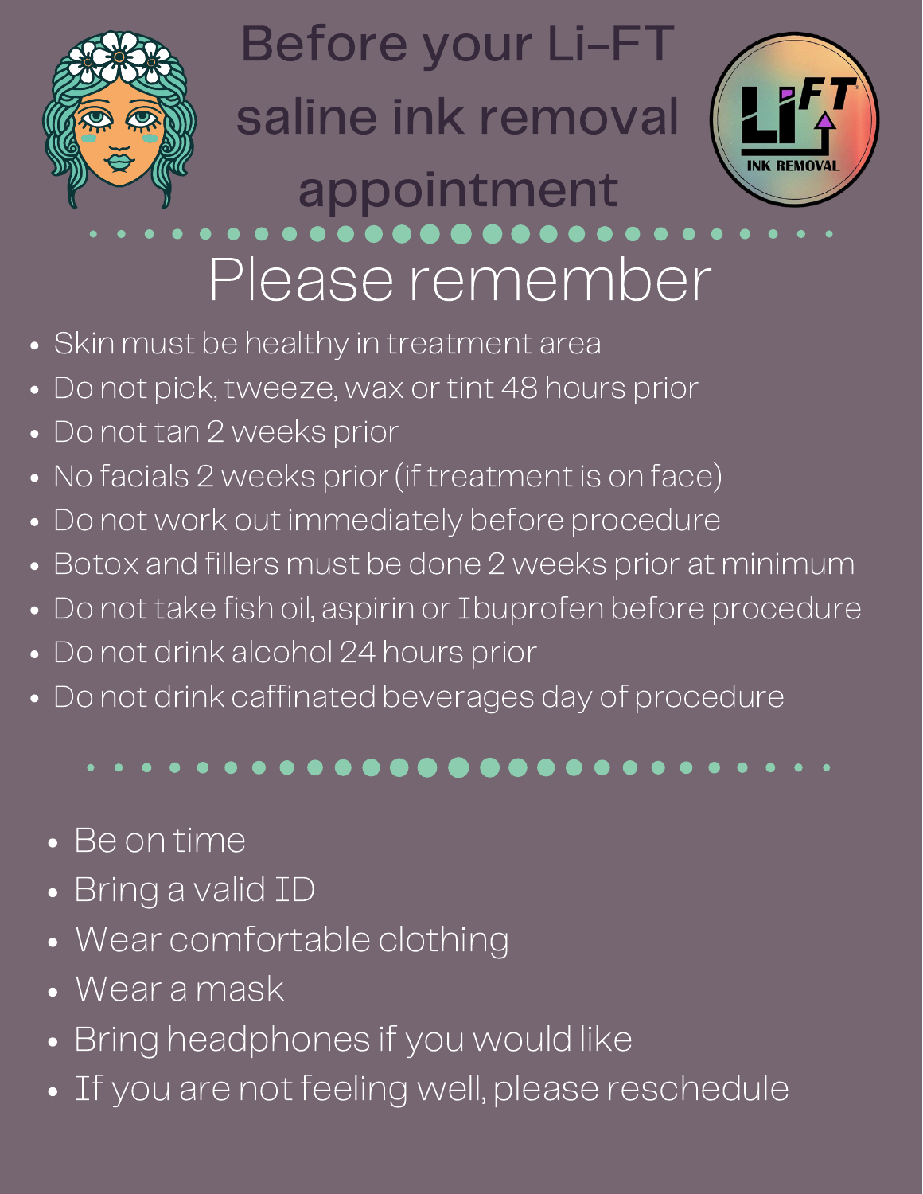# Before your Li-FT saline ink removal appointment

## Please remember

- Skin must be healthy in treatment area
- Do not pick, tweeze, wax or tint 48 hours prior
- Do not tan 2 weeks prior
- No facials 2 weeks prior (if treatment is on face)
- Do not work out immediately before procedure
- Botox and fillers must be done 2 weeks prior at minimum
- Do not take fish oil, aspirin or Ibuprofen before procedure
- Do not drink alcohol 24 hours prior
- Do not drink caffinated beverages day of procedure

- Be on time
- Bring a valid ID
- Wear comfortable clothing
- Wear a mask
- Bring headphones if you would like
- If you are not feeling well, please reschedule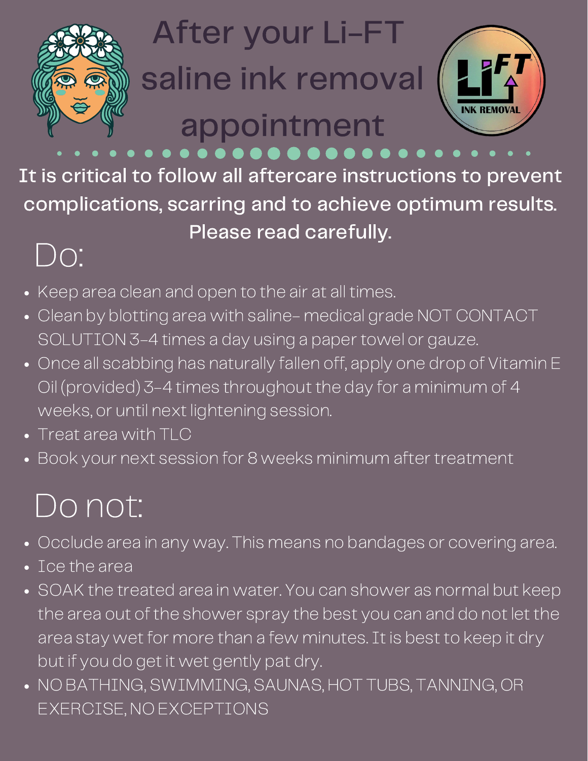# After your Li-FT saline ink removal appointment

**It is critical to follow all aftercare instructions to prevent complications, scarring and to achieve optimum results. Please read carefully.**

## Do:

- Keep area clean and open to the air at all times.
- Clean by blotting area with saline- medical grade NOT CONTACT SOLUTION 3-4 times a day using a paper towel or gauze.
- Once all scabbing has naturally fallen off, apply one drop of Vitamin E Oil (provided) 3-4 times throughout the day for a minimum of 4 weeks, or until next lightening session.
- Treat area with TLC
- Book your next session for 8 weeks minimum after treatment

## Do not:

- Occlude area in any way. This means no bandages or covering area.
- Ice the area
- SOAK the treated area in water. You can shower as normal but keep the area out of the shower spray the best you can and do not let the area stay wet for more than a few minutes. It is best to keep it dry but if you do get it wet gently pat dry.
- NO BATHING, SWIMMING, SAUNAS, HOT TUBS, TANNING, OR EXERCISE, NO EXCEPTIONS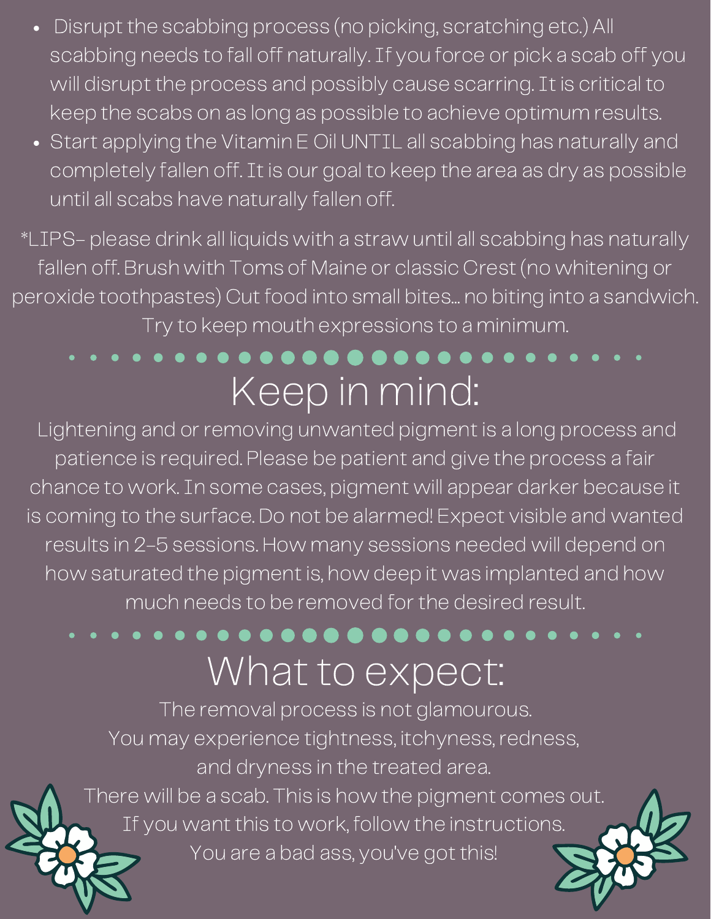- Disrupt the scabbing process (no picking, scratching etc.) All scabbing needs to fall off naturally. If you force or pick a scab off you will disrupt the process and possibly cause scarring. It is critical to keep the scabs on as long as possible to achieve optimum results.
- Start applying the Vitamin E Oil UNTIL all scabbing has naturally and completely fallen off. It is our goal to keep the area as dry as possible until all scabs have naturally fallen off.

*LIPS- please drink all liquids with a straw until all scabbing has naturally fallen off. Brush with Toms of Maine or classic Crest (no whitening or peroxide toothpastes) Cut food into small bites... no biting into a sandwich. Try to keep mouth expressions to a minimum.

## Keep in mind:

Lightening and or removing unwanted pigment is a long process and patience is required. Please be patient and give the process a fair chance to work. In some cases, pigment will appear darker because it is coming to the surface. Do not be alarmed! Expect visible and wanted results in 2-5 sessions. How many sessions needed will depend on how saturated the pigment is, how deep it was implanted and how much needs to be removed for the desired result.

## What to expect:

The removal process is not glamourous.
You may experience tightness, itchyness, redness, and dryness in the treated area.
There will be a scab. This is how the pigment comes out.
If you want this to work, follow the instructions.
You are a bad ass, you've got this!